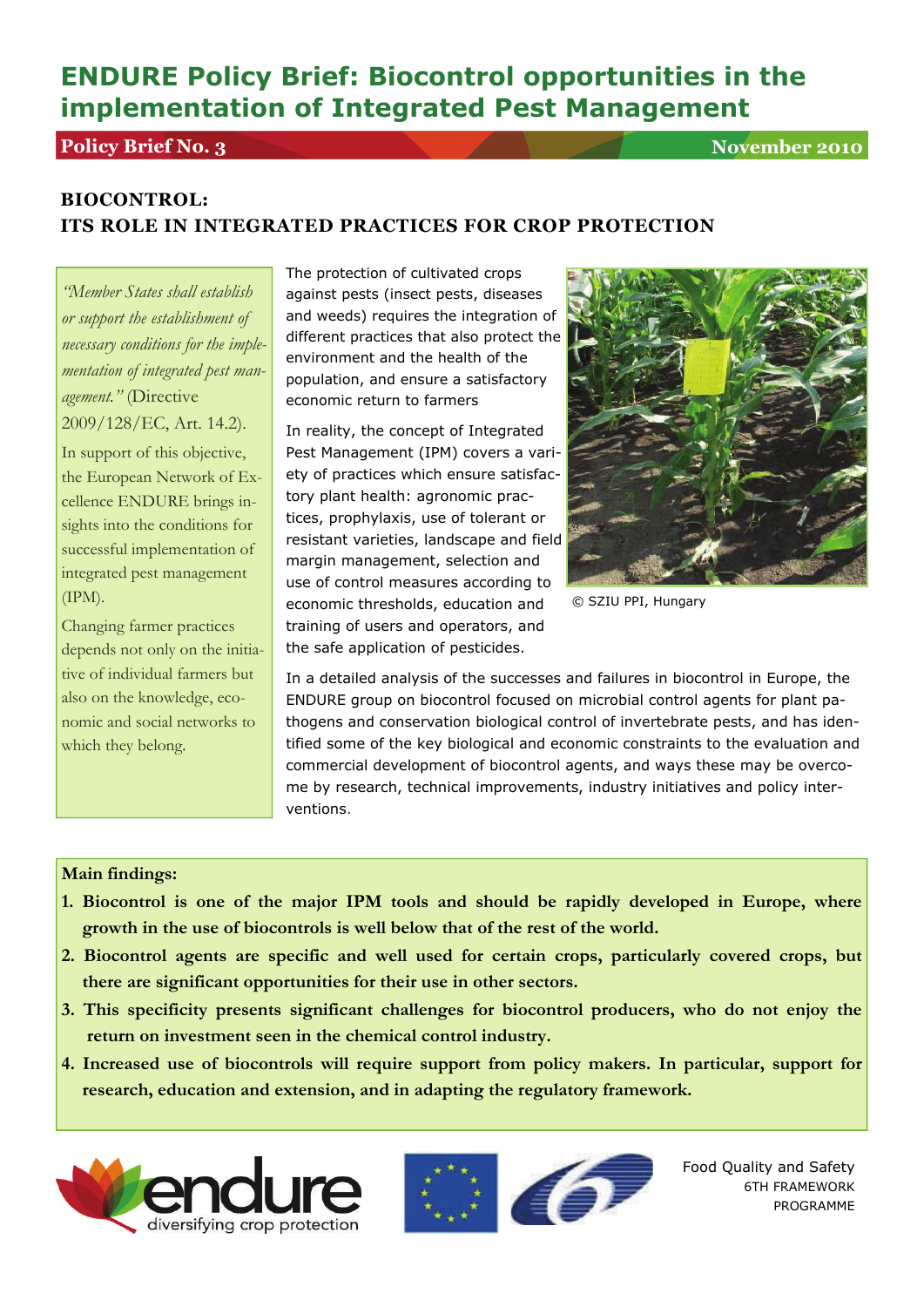# ENDURE Policy Brief: Biocontrol opportunities in the implementation of Integrated Pest Management

**Policy Brief No. 3** **November 2010**

## BIOCONTROL: ITS ROLE IN INTEGRATED PRACTICES FOR CROP PROTECTION

*"Member States shall establish or support the establishment of necessary conditions for the implementation of integrated pest management."* (Directive 2009/128/EC, Art. 14.2).

In support of this objective, the European Network of Excellence ENDURE brings insights into the conditions for successful implementation of integrated pest management (IPM).

Changing farmer practices depends not only on the initiative of individual farmers but also on the knowledge, economic and social networks to which they belong.

The protection of cultivated crops against pests (insect pests, diseases and weeds) requires the integration of different practices that also protect the environment and the health of the population, and ensure a satisfactory economic return to farmers

In reality, the concept of Integrated Pest Management (IPM) covers a variety of practices which ensure satisfactory plant health: agronomic practices, prophylaxis, use of tolerant or resistant varieties, landscape and field margin management, selection and use of control measures according to economic thresholds, education and training of users and operators, and the safe application of pesticides.

© SZIU PPI, Hungary

In a detailed analysis of the successes and failures in biocontrol in Europe, the ENDURE group on biocontrol focused on microbial control agents for plant pathogens and conservation biological control of invertebrate pests, and has identified some of the key biological and economic constraints to the evaluation and commercial development of biocontrol agents, and ways these may be overcome by research, technical improvements, industry initiatives and policy interventions.

**Main findings:**

1. **Biocontrol is one of the major IPM tools and should be rapidly developed in Europe, where growth in the use of biocontrols is well below that of the rest of the world.**
2. **Biocontrol agents are specific and well used for certain crops, particularly covered crops, but there are significant opportunities for their use in other sectors.**
3. **This specificity presents significant challenges for biocontrol producers, who do not enjoy the return on investment seen in the chemical control industry.**
4. **Increased use of biocontrols will require support from policy makers. In particular, support for research, education and extension, and in adapting the regulatory framework.**

endure — diversifying crop protection

Food Quality and Safety
6TH FRAMEWORK PROGRAMME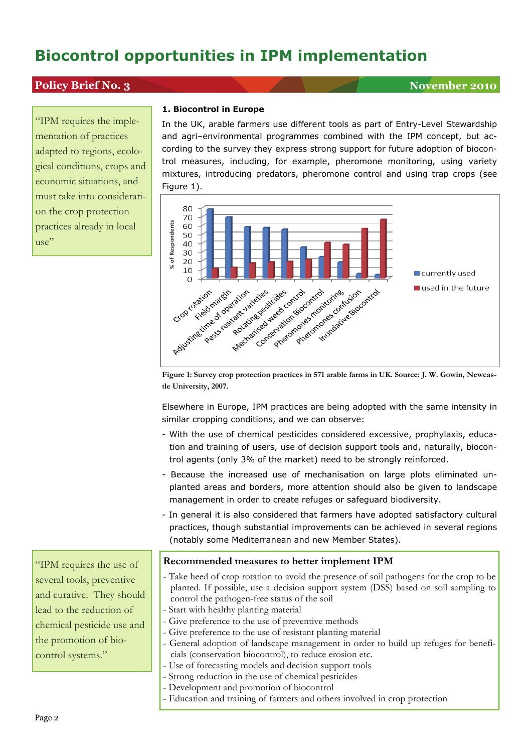# Biocontrol opportunities in IPM implementation

**Policy Brief No. 3** — **November 2010**

> "IPM requires the implementation of practices adapted to regions, ecological conditions, crops and economic situations, and must take into consideration the crop protection practices already in local use"

### 1. Biocontrol in Europe

In the UK, arable farmers use different tools as part of Entry-Level Stewardship and agri–environmental programmes combined with the IPM concept, but according to the survey they express strong support for future adoption of biocontrol measures, including, for example, pheromone monitoring, using variety mixtures, introducing predators, pheromone control and using trap crops (see Figure 1).

**Figure 1: Survey crop protection practices in 571 arable farms in UK. Source: J. W. Gowin, Newcastle University, 2007.**

Elsewhere in Europe, IPM practices are being adopted with the same intensity in similar cropping conditions, and we can observe:

- With the use of chemical pesticides considered excessive, prophylaxis, education and training of users, use of decision support tools and, naturally, biocontrol agents (only 3% of the market) need to be strongly reinforced.
- Because the increased use of mechanisation on large plots eliminated unplanted areas and borders, more attention should also be given to landscape management in order to create refuges or safeguard biodiversity.
- In general it is also considered that farmers have adopted satisfactory cultural practices, though substantial improvements can be achieved in several regions (notably some Mediterranean and new Member States).

> "IPM requires the use of several tools, preventive and curative. They should lead to the reduction of chemical pesticide use and the promotion of biocontrol systems."

**Recommended measures to better implement IPM**

- Take heed of crop rotation to avoid the presence of soil pathogens for the crop to be planted. If possible, use a decision support system (DSS) based on soil sampling to control the pathogen-free status of the soil
- Start with healthy planting material
- Give preference to the use of preventive methods
- Give preference to the use of resistant planting material
- General adoption of landscape management in order to build up refuges for beneficials (conservation biocontrol), to reduce erosion etc.
- Use of forecasting models and decision support tools
- Strong reduction in the use of chemical pesticides
- Development and promotion of biocontrol
- Education and training of farmers and others involved in crop protection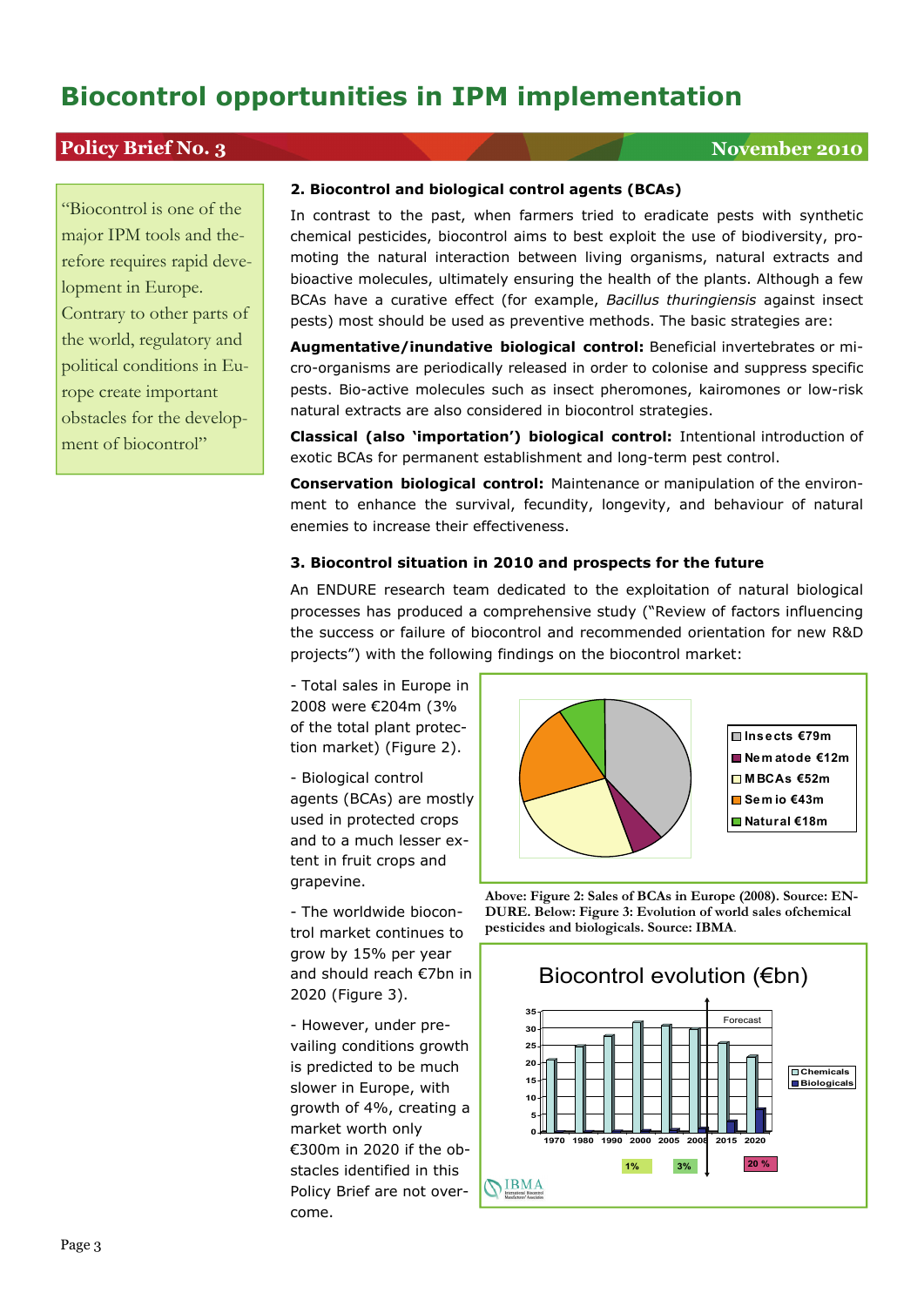# Biocontrol opportunities in IPM implementation

**Policy Brief No. 3** — **November 2010**

> "Biocontrol is one of the major IPM tools and therefore requires rapid development in Europe. Contrary to other parts of the world, regulatory and political conditions in Europe create important obstacles for the development of biocontrol"

### 2. Biocontrol and biological control agents (BCAs)

In contrast to the past, when farmers tried to eradicate pests with synthetic chemical pesticides, biocontrol aims to best exploit the use of biodiversity, promoting the natural interaction between living organisms, natural extracts and bioactive molecules, ultimately ensuring the health of the plants. Although a few BCAs have a curative effect (for example, *Bacillus thuringiensis* against insect pests) most should be used as preventive methods. The basic strategies are:

**Augmentative/inundative biological control:** Beneficial invertebrates or micro-organisms are periodically released in order to colonise and suppress specific pests. Bio-active molecules such as insect pheromones, kairomones or low-risk natural extracts are also considered in biocontrol strategies.

**Classical (also 'importation') biological control:** Intentional introduction of exotic BCAs for permanent establishment and long-term pest control.

**Conservation biological control:** Maintenance or manipulation of the environment to enhance the survival, fecundity, longevity, and behaviour of natural enemies to increase their effectiveness.

### 3. Biocontrol situation in 2010 and prospects for the future

An ENDURE research team dedicated to the exploitation of natural biological processes has produced a comprehensive study ("Review of factors influencing the success or failure of biocontrol and recommended orientation for new R&D projects") with the following findings on the biocontrol market:

- Total sales in Europe in 2008 were €204m (3% of the total plant protection market) (Figure 2).
- Biological control agents (BCAs) are mostly used in protected crops and to a much lesser extent in fruit crops and grapevine.
- The worldwide biocontrol market continues to grow by 15% per year and should reach €7bn in 2020 (Figure 3).
- However, under prevailing conditions growth is predicted to be much slower in Europe, with growth of 4%, creating a market worth only €300m in 2020 if the obstacles identified in this Policy Brief are not overcome.

Above: Figure 2: Sales of BCAs in Europe (2008). Source: ENDURE. Below: Figure 3: Evolution of world sales ofchemical pesticides and biologicals. Source: IBMA.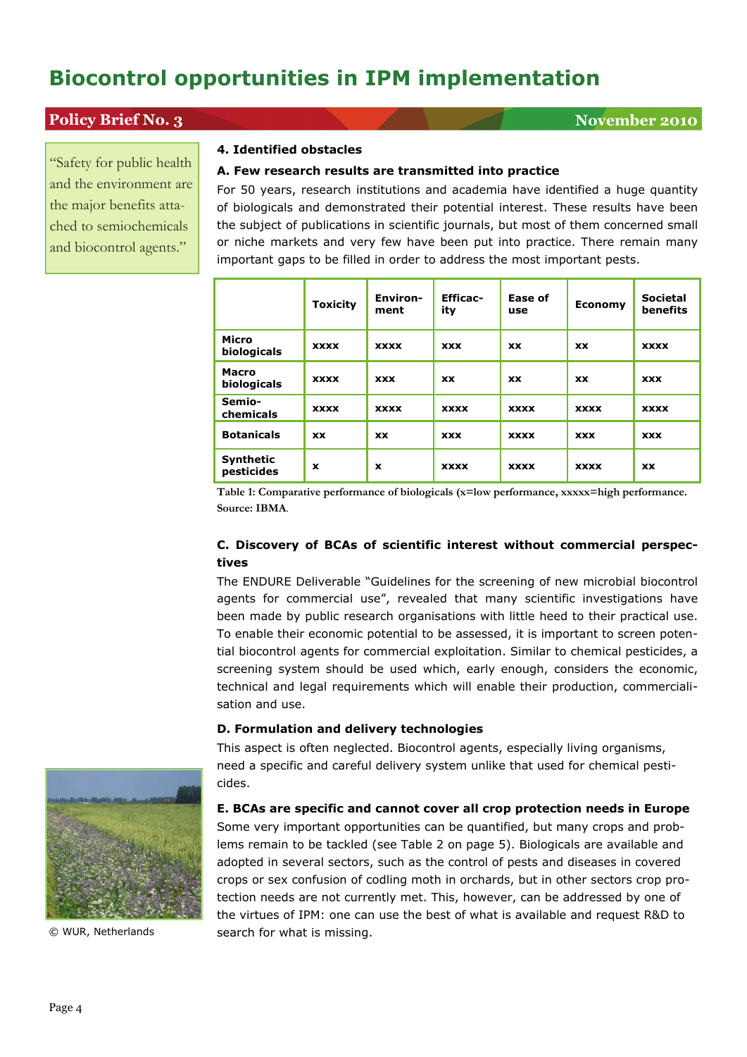# Biocontrol opportunities in IPM implementation

"Safety for public health and the environment are the major benefits attached to semiochemicals and biocontrol agents."

## 4. Identified obstacles

### A. Few research results are transmitted into practice

For 50 years, research institutions and academia have identified a huge quantity of biologicals and demonstrated their potential interest. These results have been the subject of publications in scientific journals, but most of them concerned small or niche markets and very few have been put into practice. There remain many important gaps to be filled in order to address the most important pests.

| | Toxicity | Environ-ment | Efficac-ity | Ease of use | Economy | Societal benefits |
|---|---|---|---|---|---|---|
| **Micro biologicals** | xxxx | xxxx | xxx | xx | xx | xxxx |
| **Macro biologicals** | xxxx | xxx | xx | xx | xx | xxx |
| **Semio-chemicals** | xxxx | xxxx | xxxx | xxxx | xxxx | xxxx |
| **Botanicals** | xx | xx | xxx | xxxx | xxx | xxx |
| **Synthetic pesticides** | x | x | xxxx | xxxx | xxxx | xx |

Table 1: Comparative performance of biologicals (x=low performance, xxxxx=high performance. Source: IBMA.

### C. Discovery of BCAs of scientific interest without commercial perspectives

The ENDURE Deliverable "Guidelines for the screening of new microbial biocontrol agents for commercial use", revealed that many scientific investigations have been made by public research organisations with little heed to their practical use. To enable their economic potential to be assessed, it is important to screen potential biocontrol agents for commercial exploitation. Similar to chemical pesticides, a screening system should be used which, early enough, considers the economic, technical and legal requirements which will enable their production, commercialisation and use.

### D. Formulation and delivery technologies

This aspect is often neglected. Biocontrol agents, especially living organisms, need a specific and careful delivery system unlike that used for chemical pesticides.

### E. BCAs are specific and cannot cover all crop protection needs in Europe

Some very important opportunities can be quantified, but many crops and problems remain to be tackled (see Table 2 on page 5). Biologicals are available and adopted in several sectors, such as the control of pests and diseases in covered crops or sex confusion of codling moth in orchards, but in other sectors crop protection needs are not currently met. This, however, can be addressed by one of the virtues of IPM: one can use the best of what is available and request R&D to search for what is missing.

© WUR, Netherlands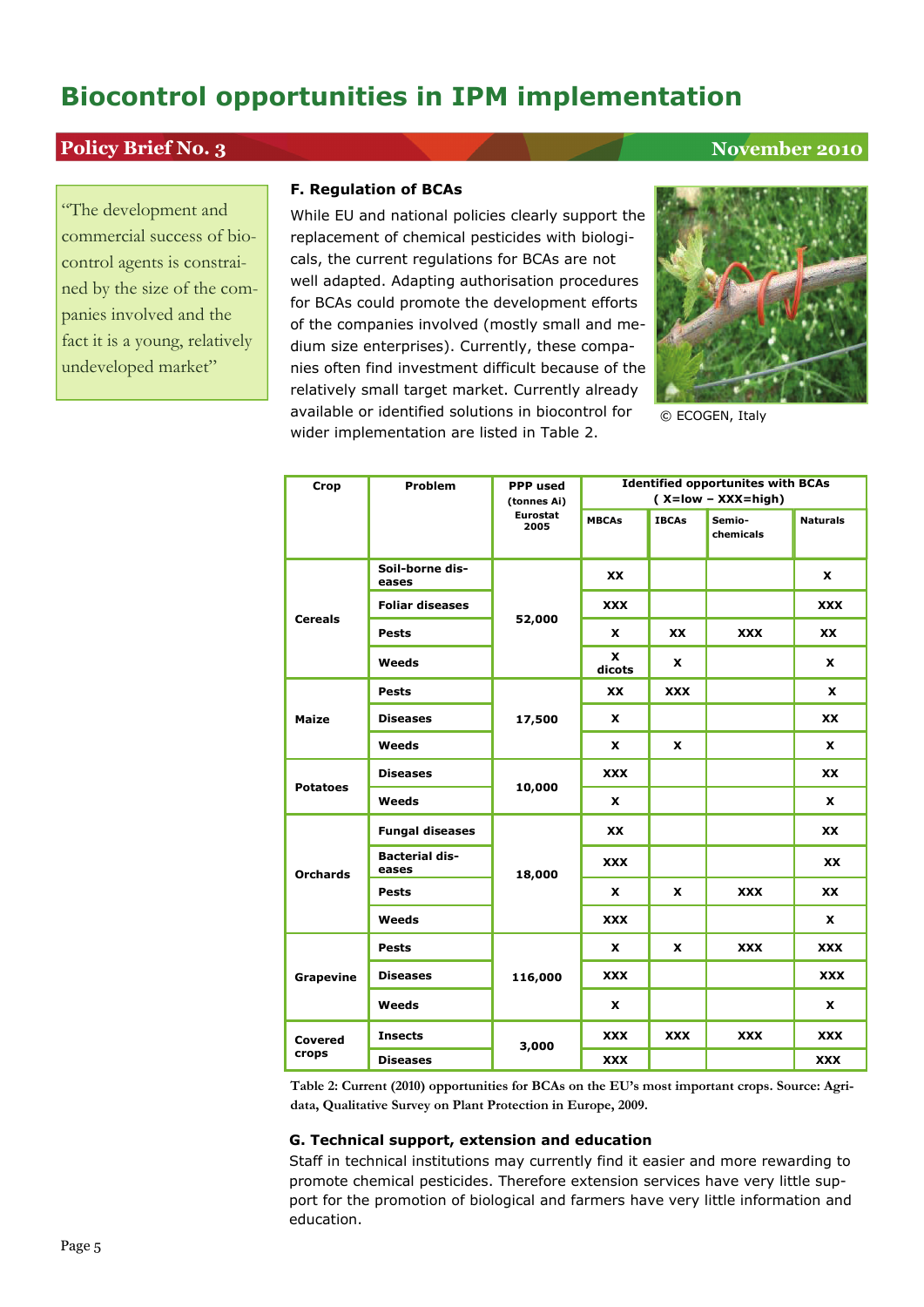# Biocontrol opportunities in IPM implementation

**Policy Brief No. 3** — **November 2010**

> "The development and commercial success of biocontrol agents is constrained by the size of the companies involved and the fact it is a young, relatively undeveloped market"

### F. Regulation of BCAs

While EU and national policies clearly support the replacement of chemical pesticides with biologicals, the current regulations for BCAs are not well adapted. Adapting authorisation procedures for BCAs could promote the development efforts of the companies involved (mostly small and medium size enterprises). Currently, these companies often find investment difficult because of the relatively small target market. Currently already available or identified solutions in biocontrol for wider implementation are listed in Table 2.

© ECOGEN, Italy

| Crop | Problem | PPP used (tonnes Ai) Eurostat 2005 | Identified opportunites with BCAs ( X=low – XXX=high) | | | |
|---|---|---|---|---|---|---|
| | | | MBCAs | IBCAs | Semio-chemicals | Naturals |
| Cereals | Soil-borne diseases | 52,000 | XX | | | X |
| | Foliar diseases | | XXX | | | XXX |
| | Pests | | X | XX | XXX | XX |
| | Weeds | | X dicots | X | | X |
| Maize | Pests | 17,500 | XX | XXX | | X |
| | Diseases | | X | | | XX |
| | Weeds | | X | X | | X |
| Potatoes | Diseases | 10,000 | XXX | | | XX |
| | Weeds | | X | | | X |
| Orchards | Fungal diseases | 18,000 | XX | | | XX |
| | Bacterial diseases | | XXX | | | XX |
| | Pests | | X | X | XXX | XX |
| | Weeds | | XXX | | | X |
| Grapevine | Pests | 116,000 | X | X | XXX | XXX |
| | Diseases | | XXX | | | XXX |
| | Weeds | | X | | | X |
| Covered crops | Insects | 3,000 | XXX | XXX | XXX | XXX |
| | Diseases | | XXX | | | XXX |

**Table 2: Current (2010) opportunities for BCAs on the EU's most important crops. Source: Agridata, Qualitative Survey on Plant Protection in Europe, 2009.**

### G. Technical support, extension and education

Staff in technical institutions may currently find it easier and more rewarding to promote chemical pesticides. Therefore extension services have very little support for the promotion of biological and farmers have very little information and education.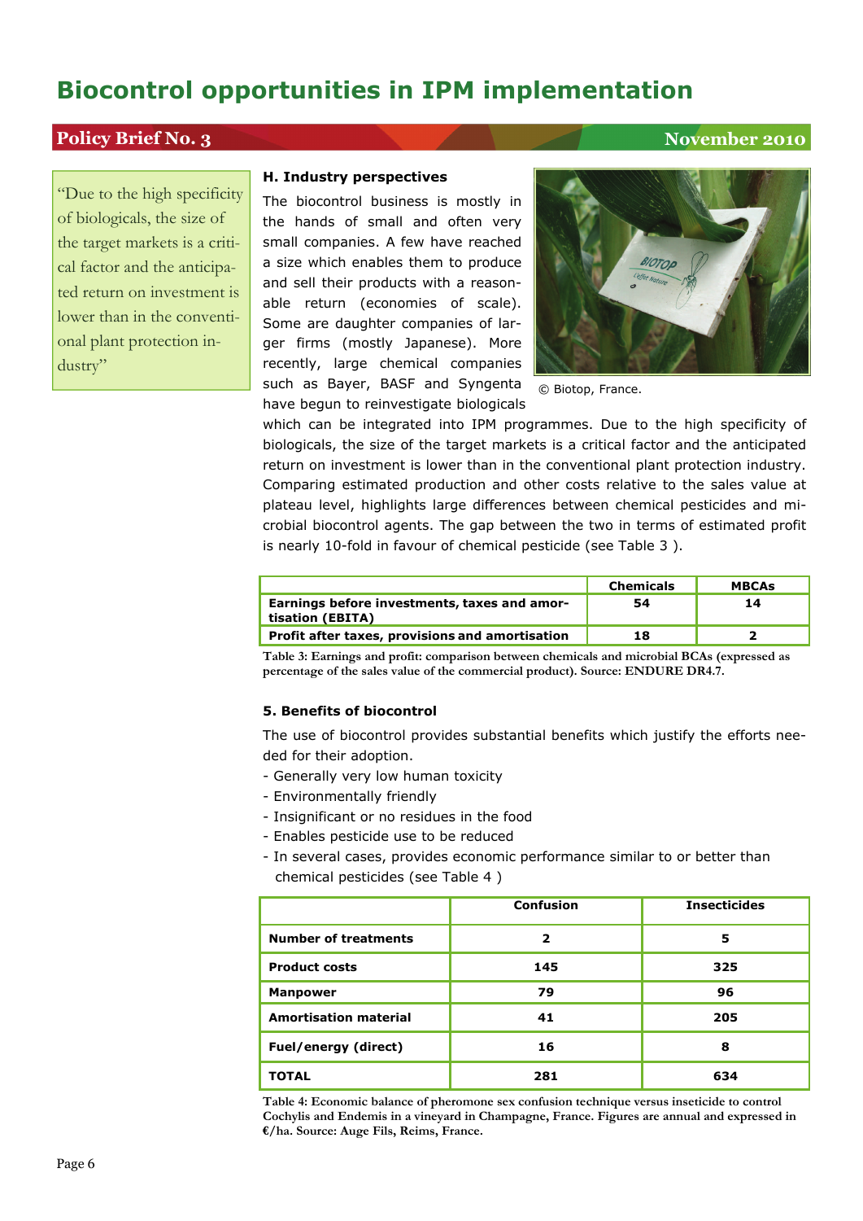# Biocontrol opportunities in IPM implementation

**Policy Brief No. 3** — **November 2010**

> "Due to the high specificity of biologicals, the size of the target markets is a critical factor and the anticipated return on investment is lower than in the conventional plant protection industry"

### H. Industry perspectives

The biocontrol business is mostly in the hands of small and often very small companies. A few have reached a size which enables them to produce and sell their products with a reasonable return (economies of scale). Some are daughter companies of larger firms (mostly Japanese). More recently, large chemical companies such as Bayer, BASF and Syngenta have begun to reinvestigate biologicals which can be integrated into IPM programmes. Due to the high specificity of biologicals, the size of the target markets is a critical factor and the anticipated return on investment is lower than in the conventional plant protection industry. Comparing estimated production and other costs relative to the sales value at plateau level, highlights large differences between chemical pesticides and microbial biocontrol agents. The gap between the two in terms of estimated profit is nearly 10-fold in favour of chemical pesticide (see Table 3 ).

© Biotop, France.

| | Chemicals | MBCAs |
|---|---|---|
| **Earnings before investments, taxes and amortisation (EBITA)** | 54 | 14 |
| **Profit after taxes, provisions and amortisation** | 18 | 2 |

**Table 3: Earnings and profit: comparison between chemicals and microbial BCAs (expressed as percentage of the sales value of the commercial product). Source: ENDURE DR4.7.**

### 5. Benefits of biocontrol

The use of biocontrol provides substantial benefits which justify the efforts needed for their adoption.

- Generally very low human toxicity
- Environmentally friendly
- Insignificant or no residues in the food
- Enables pesticide use to be reduced
- In several cases, provides economic performance similar to or better than chemical pesticides (see Table 4 )

| | Confusion | Insecticides |
|---|---|---|
| **Number of treatments** | 2 | 5 |
| **Product costs** | 145 | 325 |
| **Manpower** | 79 | 96 |
| **Amortisation material** | 41 | 205 |
| **Fuel/energy (direct)** | 16 | 8 |
| **TOTAL** | 281 | 634 |

**Table 4: Economic balance of pheromone sex confusion technique versus inseticide to control Cochylis and Endemis in a vineyard in Champagne, France. Figures are annual and expressed in €/ha. Source: Auge Fils, Reims, France.**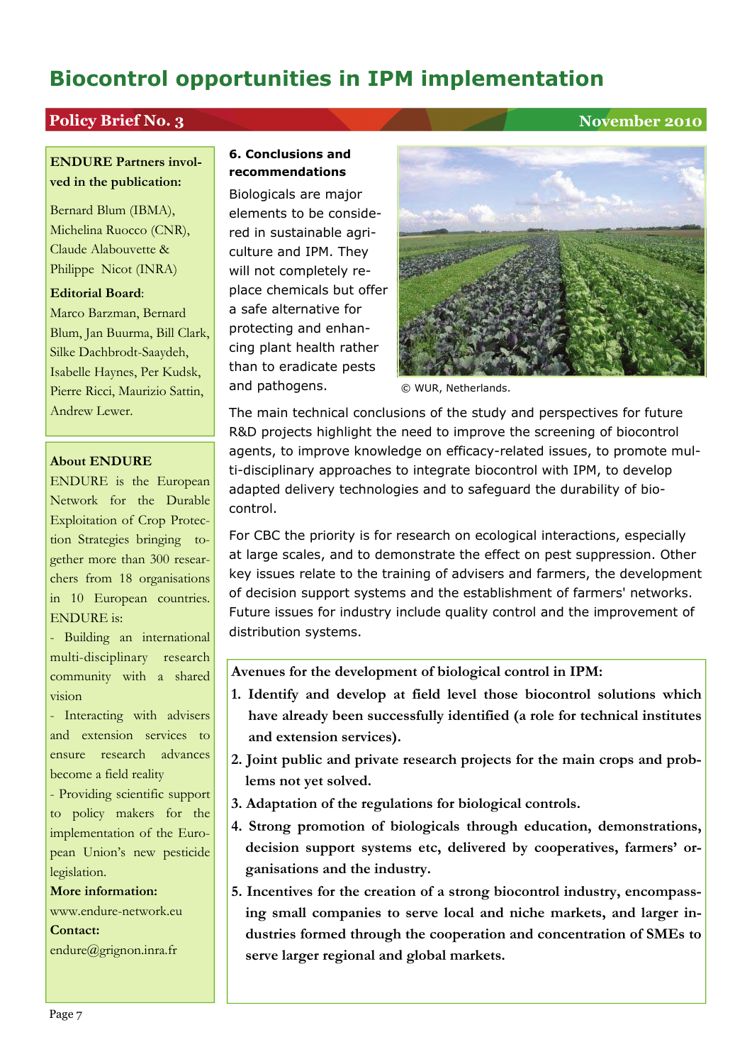# Biocontrol opportunities in IPM implementation

**Policy Brief No. 3** **November 2010**

**ENDURE Partners involved in the publication:**

Bernard Blum (IBMA), Michelina Ruocco (CNR), Claude Alabouvette & Philippe Nicot (INRA)

**Editorial Board**:
Marco Barzman, Bernard Blum, Jan Buurma, Bill Clark, Silke Dachbrodt-Saaydeh, Isabelle Haynes, Per Kudsk, Pierre Ricci, Maurizio Sattin, Andrew Lewer.

**About ENDURE**

ENDURE is the European Network for the Durable Exploitation of Crop Protection Strategies bringing together more than 300 researchers from 18 organisations in 10 European countries. ENDURE is:

- Building an international multi-disciplinary research community with a shared vision
- Interacting with advisers and extension services to ensure research advances become a field reality
- Providing scientific support to policy makers for the implementation of the European Union's new pesticide legislation.

**More information:**
www.endure-network.eu

**Contact:**
endure@grignon.inra.fr

### 6. Conclusions and recommendations

Biologicals are major elements to be considered in sustainable agriculture and IPM. They will not completely replace chemicals but offer a safe alternative for protecting and enhancing plant health rather than to eradicate pests and pathogens.

© WUR, Netherlands.

The main technical conclusions of the study and perspectives for future R&D projects highlight the need to improve the screening of biocontrol agents, to improve knowledge on efficacy-related issues, to promote multi-disciplinary approaches to integrate biocontrol with IPM, to develop adapted delivery technologies and to safeguard the durability of biocontrol.

For CBC the priority is for research on ecological interactions, especially at large scales, and to demonstrate the effect on pest suppression. Other key issues relate to the training of advisers and farmers, the development of decision support systems and the establishment of farmers' networks. Future issues for industry include quality control and the improvement of distribution systems.

**Avenues for the development of biological control in IPM:**

1. **Identify and develop at field level those biocontrol solutions which have already been successfully identified (a role for technical institutes and extension services).**
2. **Joint public and private research projects for the main crops and problems not yet solved.**
3. **Adaptation of the regulations for biological controls.**
4. **Strong promotion of biologicals through education, demonstrations, decision support systems etc, delivered by cooperatives, farmers' organisations and the industry.**
5. **Incentives for the creation of a strong biocontrol industry, encompassing small companies to serve local and niche markets, and larger industries formed through the cooperation and concentration of SMEs to serve larger regional and global markets.**